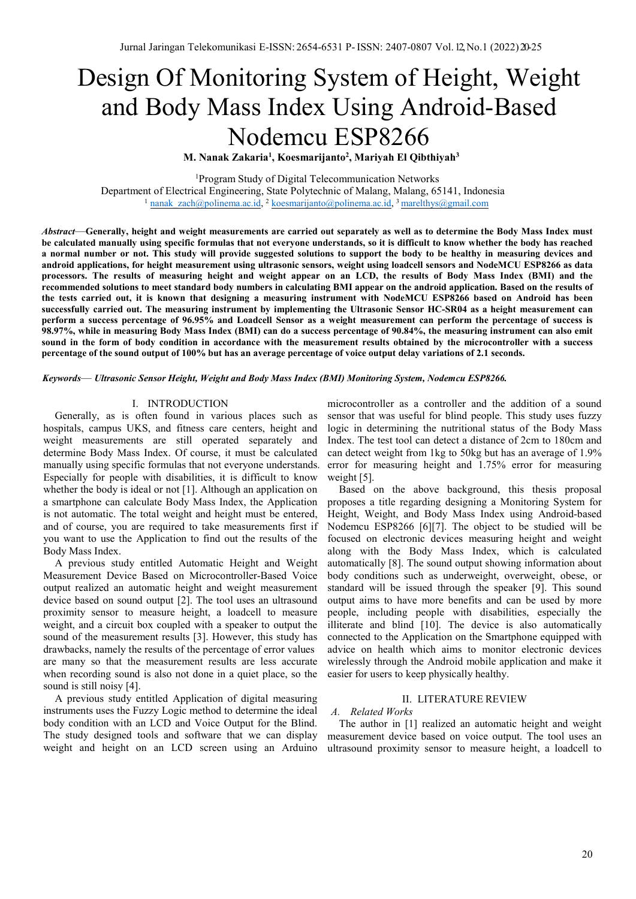# Design Of Monitoring System of Height, Weight and Body Mass Index Using Android-Based Nodemcu ESP8266

**M. Nanak Zakaria[1], Koesmarijanto[2], Mariyah El Qibthiyah[3]**

[1]Program Study of Digital Telecommunication Networks
Department of Electrical Engineering, State Polytechnic of Malang, Malang, 65141, Indonesia
[1] nanak_zach@polinema.ac.id, [2] koesmarijanto@polinema.ac.id, [3] marelthys@gmail.com

***Abstract*—Generally, height and weight measurements are carried out separately as well as to determine the Body Mass Index must be calculated manually using specific formulas that not everyone understands, so it is difficult to know whether the body has reached a normal number or not. This study will provide suggested solutions to support the body to be healthy in measuring devices and android applications, for height measurement using ultrasonic sensors, weight using loadcell sensors and NodeMCU ESP8266 as data processors. The results of measuring height and weight appear on an LCD, the results of Body Mass Index (BMI) and the recommended solutions to meet standard body numbers in calculating BMI appear on the android application. Based on the results of the tests carried out, it is known that designing a measuring instrument with NodeMCU ESP8266 based on Android has been successfully carried out. The measuring instrument by implementing the Ultrasonic Sensor HC-SR04 as a height measurement can perform a success percentage of 96.95% and Loadcell Sensor as a weight measurement can perform the percentage of success is 98.97%, while in measuring Body Mass Index (BMI) can do a success percentage of 90.84%, the measuring instrument can also emit sound in the form of body condition in accordance with the measurement results obtained by the microcontroller with a success percentage of the sound output of 100% but has an average percentage of voice output delay variations of 2.1 seconds.**

***Keywords*— *Ultrasonic Sensor Height, Weight and Body Mass Index (BMI) Monitoring System, Nodemcu ESP8266.***

## I. INTRODUCTION

Generally, as is often found in various places such as hospitals, campus UKS, and fitness care centers, height and weight measurements are still operated separately and determine Body Mass Index. Of course, it must be calculated manually using specific formulas that not everyone understands. Especially for people with disabilities, it is difficult to know whether the body is ideal or not [1]. Although an application on a smartphone can calculate Body Mass Index, the Application is not automatic. The total weight and height must be entered, and of course, you are required to take measurements first if you want to use the Application to find out the results of the Body Mass Index.

A previous study entitled Automatic Height and Weight Measurement Device Based on Microcontroller-Based Voice output realized an automatic height and weight measurement device based on sound output [2]. The tool uses an ultrasound proximity sensor to measure height, a loadcell to measure weight, and a circuit box coupled with a speaker to output the sound of the measurement results [3]. However, this study has drawbacks, namely the results of the percentage of error values are many so that the measurement results are less accurate when recording sound is also not done in a quiet place, so the sound is still noisy [4].

A previous study entitled Application of digital measuring instruments uses the Fuzzy Logic method to determine the ideal body condition with an LCD and Voice Output for the Blind. The study designed tools and software that we can display weight and height on an LCD screen using an Arduino microcontroller as a controller and the addition of a sound sensor that was useful for blind people. This study uses fuzzy logic in determining the nutritional status of the Body Mass Index. The test tool can detect a distance of 2cm to 180cm and can detect weight from 1kg to 50kg but has an average of 1.9% error for measuring height and 1.75% error for measuring weight [5].

Based on the above background, this thesis proposal proposes a title regarding designing a Monitoring System for Height, Weight, and Body Mass Index using Android-based Nodemcu ESP8266 [6][7]. The object to be studied will be focused on electronic devices measuring height and weight along with the Body Mass Index, which is calculated automatically [8]. The sound output showing information about body conditions such as underweight, overweight, obese, or standard will be issued through the speaker [9]. This sound output aims to have more benefits and can be used by more people, including people with disabilities, especially the illiterate and blind [10]. The device is also automatically connected to the Application on the Smartphone equipped with advice on health which aims to monitor electronic devices wirelessly through the Android mobile application and make it easier for users to keep physically healthy.

## II. LITERATURE REVIEW

### *A. Related Works*

The author in [1] realized an automatic height and weight measurement device based on voice output. The tool uses an ultrasound proximity sensor to measure height, a loadcell to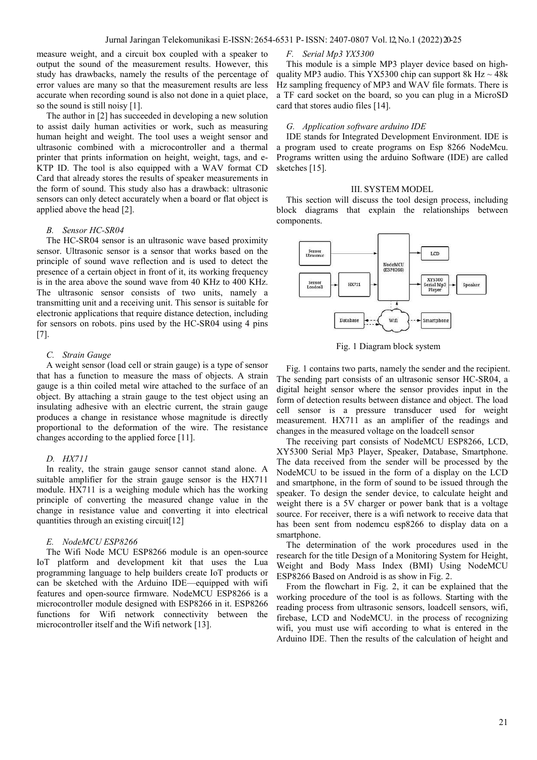measure weight, and a circuit box coupled with a speaker to output the sound of the measurement results. However, this study has drawbacks, namely the results of the percentage of error values are many so that the measurement results are less accurate when recording sound is also not done in a quiet place, so the sound is still noisy [1].

The author in [2] has succeeded in developing a new solution to assist daily human activities or work, such as measuring human height and weight. The tool uses a weight sensor and ultrasonic combined with a microcontroller and a thermal printer that prints information on height, weight, tags, and e-KTP ID. The tool is also equipped with a WAV format CD Card that already stores the results of speaker measurements in the form of sound. This study also has a drawback: ultrasonic sensors can only detect accurately when a board or flat object is applied above the head [2].

### *B. Sensor HC-SR04*

The HC-SR04 sensor is an ultrasonic wave based proximity sensor. Ultrasonic sensor is a sensor that works based on the principle of sound wave reflection and is used to detect the presence of a certain object in front of it, its working frequency is in the area above the sound wave from 40 KHz to 400 KHz. The ultrasonic sensor consists of two units, namely a transmitting unit and a receiving unit. This sensor is suitable for electronic applications that require distance detection, including for sensors on robots. pins used by the HC-SR04 using 4 pins [7].

### *C. Strain Gauge*

A weight sensor (load cell or strain gauge) is a type of sensor that has a function to measure the mass of objects. A strain gauge is a thin coiled metal wire attached to the surface of an object. By attaching a strain gauge to the test object using an insulating adhesive with an electric current, the strain gauge produces a change in resistance whose magnitude is directly proportional to the deformation of the wire. The resistance changes according to the applied force [11].

### *D. HX711*

In reality, the strain gauge sensor cannot stand alone. A suitable amplifier for the strain gauge sensor is the HX711 module. HX711 is a weighing module which has the working principle of converting the measured change value in the change in resistance value and converting it into electrical quantities through an existing circuit[12]

### *E. NodeMCU ESP8266*

The Wifi Node MCU ESP8266 module is an open-source IoT platform and development kit that uses the Lua programming language to help builders create IoT products or can be sketched with the Arduino IDE—equipped with wifi features and open-source firmware. NodeMCU ESP8266 is a microcontroller module designed with ESP8266 in it. ESP8266 functions for Wifi network connectivity between the microcontroller itself and the Wifi network [13].

### *F. Serial Mp3 YX5300*

This module is a simple MP3 player device based on high-quality MP3 audio. This YX5300 chip can support 8k Hz ~ 48k Hz sampling frequency of MP3 and WAV file formats. There is a TF card socket on the board, so you can plug in a MicroSD card that stores audio files [14].

### *G. Application software arduino IDE*

IDE stands for Integrated Development Environment. IDE is a program used to create programs on Esp 8266 NodeMcu. Programs written using the arduino Software (IDE) are called sketches [15].

## III. SYSTEM MODEL

This section will discuss the tool design process, including block diagrams that explain the relationships between components.

Fig. 1 Diagram block system

Fig. 1 contains two parts, namely the sender and the recipient. The sending part consists of an ultrasonic sensor HC-SR04, a digital height sensor where the sensor provides input in the form of detection results between distance and object. The load cell sensor is a pressure transducer used for weight measurement. HX711 as an amplifier of the readings and changes in the measured voltage on the loadcell sensor

The receiving part consists of NodeMCU ESP8266, LCD, XY5300 Serial Mp3 Player, Speaker, Database, Smartphone. The data received from the sender will be processed by the NodeMCU to be issued in the form of a display on the LCD and smartphone, in the form of sound to be issued through the speaker. To design the sender device, to calculate height and weight there is a 5V charger or power bank that is a voltage source. For receiver, there is a wifi network to receive data that has been sent from nodemcu esp8266 to display data on a smartphone.

The determination of the work procedures used in the research for the title Design of a Monitoring System for Height, Weight and Body Mass Index (BMI) Using NodeMCU ESP8266 Based on Android is as show in Fig. 2.

From the flowchart in Fig. 2, it can be explained that the working procedure of the tool is as follows. Starting with the reading process from ultrasonic sensors, loadcell sensors, wifi, firebase, LCD and NodeMCU. in the process of recognizing wifi, you must use wifi according to what is entered in the Arduino IDE. Then the results of the calculation of height and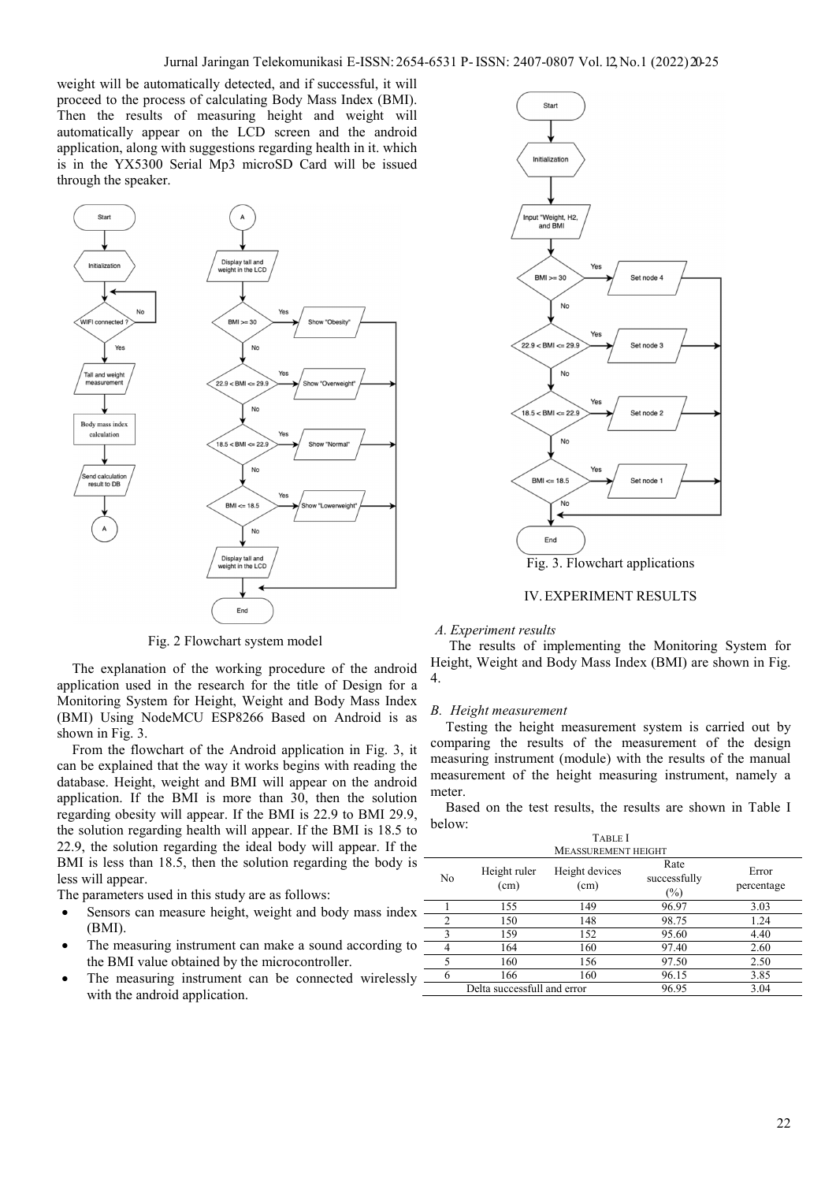weight will be automatically detected, and if successful, it will proceed to the process of calculating Body Mass Index (BMI). Then the results of measuring height and weight will automatically appear on the LCD screen and the android application, along with suggestions regarding health in it. which is in the YX5300 Serial Mp3 microSD Card will be issued through the speaker.

Fig. 2 Flowchart system model

The explanation of the working procedure of the android application used in the research for the title of Design for a Monitoring System for Height, Weight and Body Mass Index (BMI) Using NodeMCU ESP8266 Based on Android is as shown in Fig. 3.

From the flowchart of the Android application in Fig. 3, it can be explained that the way it works begins with reading the database. Height, weight and BMI will appear on the android application. If the BMI is more than 30, then the solution regarding obesity will appear. If the BMI is 22.9 to BMI 29.9, the solution regarding health will appear. If the BMI is 18.5 to 22.9, the solution regarding the ideal body will appear. If the BMI is less than 18.5, then the solution regarding the body is less will appear.

The parameters used in this study are as follows:

- Sensors can measure height, weight and body mass index (BMI).
- The measuring instrument can make a sound according to the BMI value obtained by the microcontroller.
- The measuring instrument can be connected wirelessly with the android application.

Fig. 3. Flowchart applications

## IV. EXPERIMENT RESULTS

### *A. Experiment results*

The results of implementing the Monitoring System for Height, Weight and Body Mass Index (BMI) are shown in Fig. 4.

### *B. Height measurement*

Testing the height measurement system is carried out by comparing the results of the measurement of the design measuring instrument (module) with the results of the manual measurement of the height measuring instrument, namely a meter.

Based on the test results, the results are shown in Table I below:

TABLE I
MEASSUREMENT HEIGHT

| No | Height ruler (cm) | Height devices (cm) | Rate successfully (%) | Error percentage |
|---|---|---|---|---|
| 1 | 155 | 149 | 96.97 | 3.03 |
| 2 | 150 | 148 | 98.75 | 1.24 |
| 3 | 159 | 152 | 95.60 | 4.40 |
| 4 | 164 | 160 | 97.40 | 2.60 |
| 5 | 160 | 156 | 97.50 | 2.50 |
| 6 | 166 | 160 | 96.15 | 3.85 |
| Delta successfull and error | | | 96.95 | 3.04 |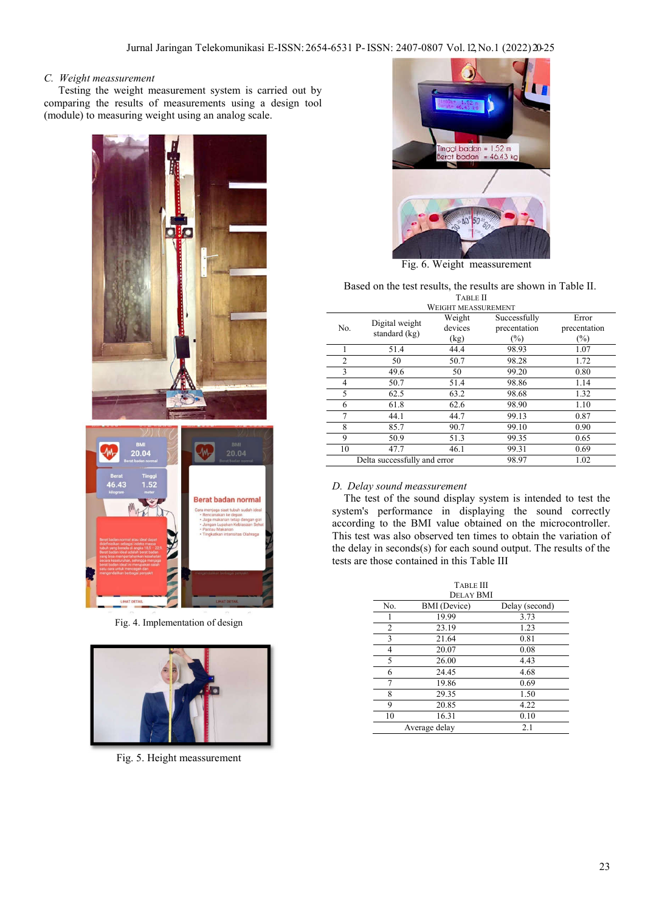### C. Weight measurement

Testing the weight measurement system is carried out by comparing the results of measurements using a design tool (module) to measuring weight using an analog scale.

Fig. 4. Implementation of design

Fig. 5. Height measurement

Fig. 6. Weight meassurement

Based on the test results, the results are shown in Table II.

TABLE II
WEIGHT MEASSUREMENT

| No. | Digital weight standard (kg) | Weight devices (kg) | Successfully precentation (%) | Error precentation (%) |
|---|---|---|---|---|
| 1 | 51.4 | 44.4 | 98.93 | 1.07 |
| 2 | 50 | 50.7 | 98.28 | 1.72 |
| 3 | 49.6 | 50 | 99.20 | 0.80 |
| 4 | 50.7 | 51.4 | 98.86 | 1.14 |
| 5 | 62.5 | 63.2 | 98.68 | 1.32 |
| 6 | 61.8 | 62.6 | 98.90 | 1.10 |
| 7 | 44.1 | 44.7 | 99.13 | 0.87 |
| 8 | 85.7 | 90.7 | 99.10 | 0.90 |
| 9 | 50.9 | 51.3 | 99.35 | 0.65 |
| 10 | 47.7 | 46.1 | 99.31 | 0.69 |
| Delta successfully and error | | | 98.97 | 1.02 |

### D. Delay sound measurement

The test of the sound display system is intended to test the system's performance in displaying the sound correctly according to the BMI value obtained on the microcontroller. This test was also observed ten times to obtain the variation of the delay in seconds(s) for each sound output. The results of the tests are those contained in this Table III

TABLE III
DELAY BMI

| No. | BMI (Device) | Delay (second) |
|---|---|---|
| 1 | 19.99 | 3.73 |
| 2 | 23.19 | 1.23 |
| 3 | 21.64 | 0.81 |
| 4 | 20.07 | 0.08 |
| 5 | 26.00 | 4.43 |
| 6 | 24.45 | 4.68 |
| 7 | 19.86 | 0.69 |
| 8 | 29.35 | 1.50 |
| 9 | 20.85 | 4.22 |
| 10 | 16.31 | 0.10 |
| Average delay | | 2.1 |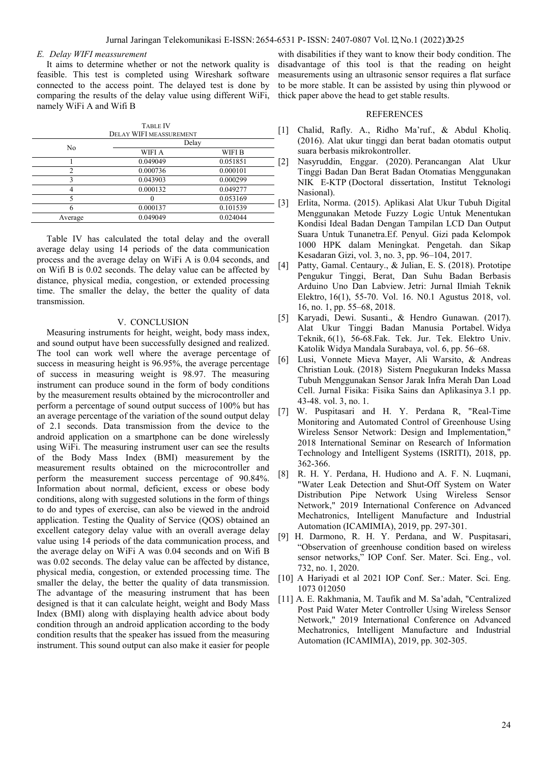### E. Delay WIFI meassurement

It aims to determine whether or not the network quality is feasible. This test is completed using Wireshark software connected to the access point. The delayed test is done by comparing the results of the delay value using different WiFi, namely WiFi A and Wifi B

TABLE IV
DELAY WIFI MEASSUREMENT

| No | Delay | |
|---|---|---|
| | WIFI A | WIFI B |
| 1 | 0.049049 | 0.051851 |
| 2 | 0.000736 | 0.000101 |
| 3 | 0.043903 | 0.000299 |
| 4 | 0.000132 | 0.049277 |
| 5 | 0 | 0.053169 |
| 6 | 0.000137 | 0.101539 |
| Average | 0.049049 | 0.024044 |

Table IV has calculated the total delay and the overall average delay using 14 periods of the data communication process and the average delay on WiFi A is 0.04 seconds, and on Wifi B is 0.02 seconds. The delay value can be affected by distance, physical media, congestion, or extended processing time. The smaller the delay, the better the quality of data transmission.

## V. CONCLUSION

Measuring instruments for height, weight, body mass index, and sound output have been successfully designed and realized. The tool can work well where the average percentage of success in measuring height is 96.95%, the average percentage of success in measuring weight is 98.97. The measuring instrument can produce sound in the form of body conditions by the measurement results obtained by the microcontroller and perform a percentage of sound output success of 100% but has an average percentage of the variation of the sound output delay of 2.1 seconds. Data transmission from the device to the android application on a smartphone can be done wirelessly using WiFi. The measuring instrument user can see the results of the Body Mass Index (BMI) measurement by the measurement results obtained on the microcontroller and perform the measurement success percentage of 90.84%. Information about normal, deficient, excess or obese body conditions, along with suggested solutions in the form of things to do and types of exercise, can also be viewed in the android application. Testing the Quality of Service (QOS) obtained an excellent category delay value with an overall average delay value using 14 periods of the data communication process, and the average delay on WiFi A was 0.04 seconds and on Wifi B was 0.02 seconds. The delay value can be affected by distance, physical media, congestion, or extended processing time. The smaller the delay, the better the quality of data transmission. The advantage of the measuring instrument that has been designed is that it can calculate height, weight and Body Mass Index (BMI) along with displaying health advice about body condition through an android application according to the body condition results that the speaker has issued from the measuring instrument. This sound output can also make it easier for people with disabilities if they want to know their body condition. The disadvantage of this tool is that the reading on height measurements using an ultrasonic sensor requires a flat surface to be more stable. It can be assisted by using thin plywood or thick paper above the head to get stable results.

## REFERENCES

[1] Chalid, Rafly. A., Ridho Ma'ruf., & Abdul Kholiq. (2016). Alat ukur tinggi dan berat badan otomatis output suara berbasis mikrokontroller.

[2] Nasyruddin, Enggar. (2020). Perancangan Alat Ukur Tinggi Badan Dan Berat Badan Otomatias Menggunakan NIK E-KTP (Doctoral dissertation, Institut Teknologi Nasional).

[3] Erlita, Norma. (2015). Aplikasi Alat Ukur Tubuh Digital Menggunakan Metode Fuzzy Logic Untuk Menentukan Kondisi Ideal Badan Dengan Tampilan LCD Dan Output Suara Untuk Tunanetra.Ef. Penyul. Gizi pada Kelompok 1000 HPK dalam Meningkat. Pengetah. dan Sikap Kesadaran Gizi, vol. 3, no. 3, pp. 96–104, 2017.

[4] Patty, Gamal. Centaury., & Julian, E. S. (2018). Prototipe Pengukur Tinggi, Berat, Dan Suhu Badan Berbasis Arduino Uno Dan Labview. Jetri: Jurnal Ilmiah Teknik Elektro, 16(1), 55-70. Vol. 16. N0.1 Agustus 2018, vol. 16, no. 1, pp. 55–68, 2018.

[5] Karyadi, Dewi. Susanti., & Hendro Gunawan. (2017). Alat Ukur Tinggi Badan Manusia Portabel. Widya Teknik, 6(1), 56-68.Fak. Tek. Jur. Tek. Elektro Univ. Katolik Widya Mandala Surabaya, vol. 6, pp. 56–68.

[6] Lusi, Vonnete Mieva Mayer, Ali Warsito, & Andreas Christian Louk. (2018) Sistem Pnegukuran Indeks Massa Tubuh Menggunakan Sensor Jarak Infra Merah Dan Load Cell. Jurnal Fisika: Fisika Sains dan Aplikasinya 3.1 pp. 43-48. vol. 3, no. 1.

[7] W. Puspitasari and H. Y. Perdana R, "Real-Time Monitoring and Automated Control of Greenhouse Using Wireless Sensor Network: Design and Implementation," 2018 International Seminar on Research of Information Technology and Intelligent Systems (ISRITI), 2018, pp. 362-366.

[8] R. H. Y. Perdana, H. Hudiono and A. F. N. Luqmani, "Water Leak Detection and Shut-Off System on Water Distribution Pipe Network Using Wireless Sensor Network," 2019 International Conference on Advanced Mechatronics, Intelligent Manufacture and Industrial Automation (ICAMIMIA), 2019, pp. 297-301.

[9] H. Darmono, R. H. Y. Perdana, and W. Puspitasari, "Observation of greenhouse condition based on wireless sensor networks," IOP Conf. Ser. Mater. Sci. Eng., vol. 732, no. 1, 2020.

[10] A Hariyadi et al 2021 IOP Conf. Ser.: Mater. Sci. Eng. 1073 012050

[11] A. E. Rakhmania, M. Taufik and M. Sa'adah, "Centralized Post Paid Water Meter Controller Using Wireless Sensor Network," 2019 International Conference on Advanced Mechatronics, Intelligent Manufacture and Industrial Automation (ICAMIMIA), 2019, pp. 302-305.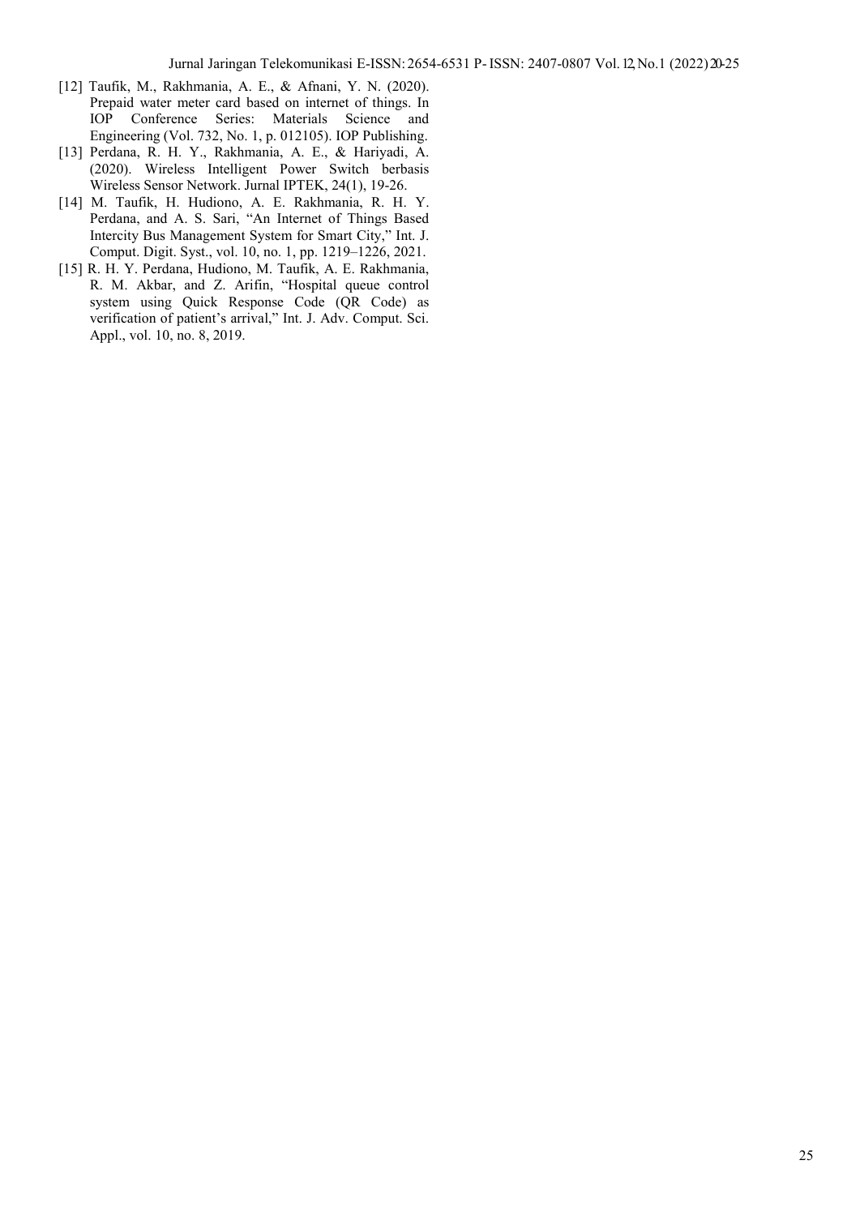[12] Taufik, M., Rakhmania, A. E., & Afnani, Y. N. (2020). Prepaid water meter card based on internet of things. In IOP Conference Series: Materials Science and Engineering (Vol. 732, No. 1, p. 012105). IOP Publishing.

[13] Perdana, R. H. Y., Rakhmania, A. E., & Hariyadi, A. (2020). Wireless Intelligent Power Switch berbasis Wireless Sensor Network. Jurnal IPTEK, 24(1), 19-26.

[14] M. Taufik, H. Hudiono, A. E. Rakhmania, R. H. Y. Perdana, and A. S. Sari, "An Internet of Things Based Intercity Bus Management System for Smart City," Int. J. Comput. Digit. Syst., vol. 10, no. 1, pp. 1219–1226, 2021.

[15] R. H. Y. Perdana, Hudiono, M. Taufik, A. E. Rakhmania, R. M. Akbar, and Z. Arifin, "Hospital queue control system using Quick Response Code (QR Code) as verification of patient's arrival," Int. J. Adv. Comput. Sci. Appl., vol. 10, no. 8, 2019.